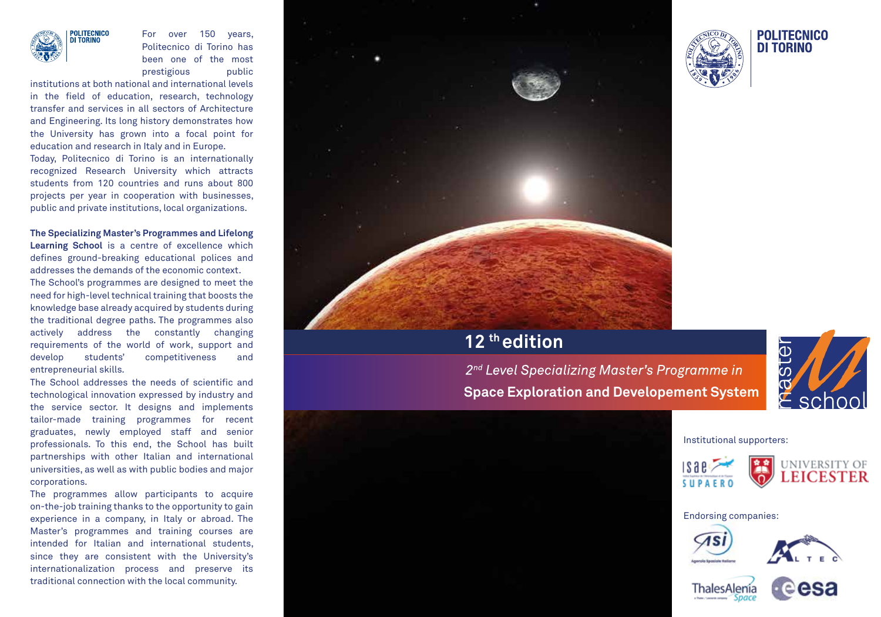POLITECNICO DI TORINO

For over 150 years, Politecnico di Torino has been one of the most prestigious public institutions at both national and international levels in the field of education, research, technology transfer and services in all sectors of Architecture and Engineering. Its long history demonstrates how the University has grown into a focal point for education and research in Italy and in Europe.
Today, Politecnico di Torino is an internationally recognized Research University which attracts students from 120 countries and runs about 800 projects per year in cooperation with businesses, public and private institutions, local organizations.

**The Specializing Master's Programmes and Lifelong Learning School** is a centre of excellence which defines ground-breaking educational polices and addresses the demands of the economic context.
The School's programmes are designed to meet the need for high-level technical training that boosts the knowledge base already acquired by students during the traditional degree paths. The programmes also actively address the constantly changing requirements of the world of work, support and develop students' competitiveness and entrepreneurial skills.
The School addresses the needs of scientific and technological innovation expressed by industry and the service sector. It designs and implements tailor-made training programmes for recent graduates, newly employed staff and senior professionals. To this end, the School has built partnerships with other Italian and international universities, as well as with public bodies and major corporations.
The programmes allow participants to acquire on-the-job training thanks to the opportunity to gain experience in a company, in Italy or abroad. The Master's programmes and training courses are intended for Italian and international students, since they are consistent with the University's internationalization process and preserve its traditional connection with the local community.

POLITECNICO DI TORINO

# 12 th edition

*2nd Level Specializing Master's Programme in*

**Space Exploration and Developement System**

master school

Institutional supporters:

ISAE SUPAERO

UNIVERSITY OF LEICESTER

Endorsing companies:

ASI Agenzia Spaziale Italiana

ALTEC

ThalesAlenia Space

esa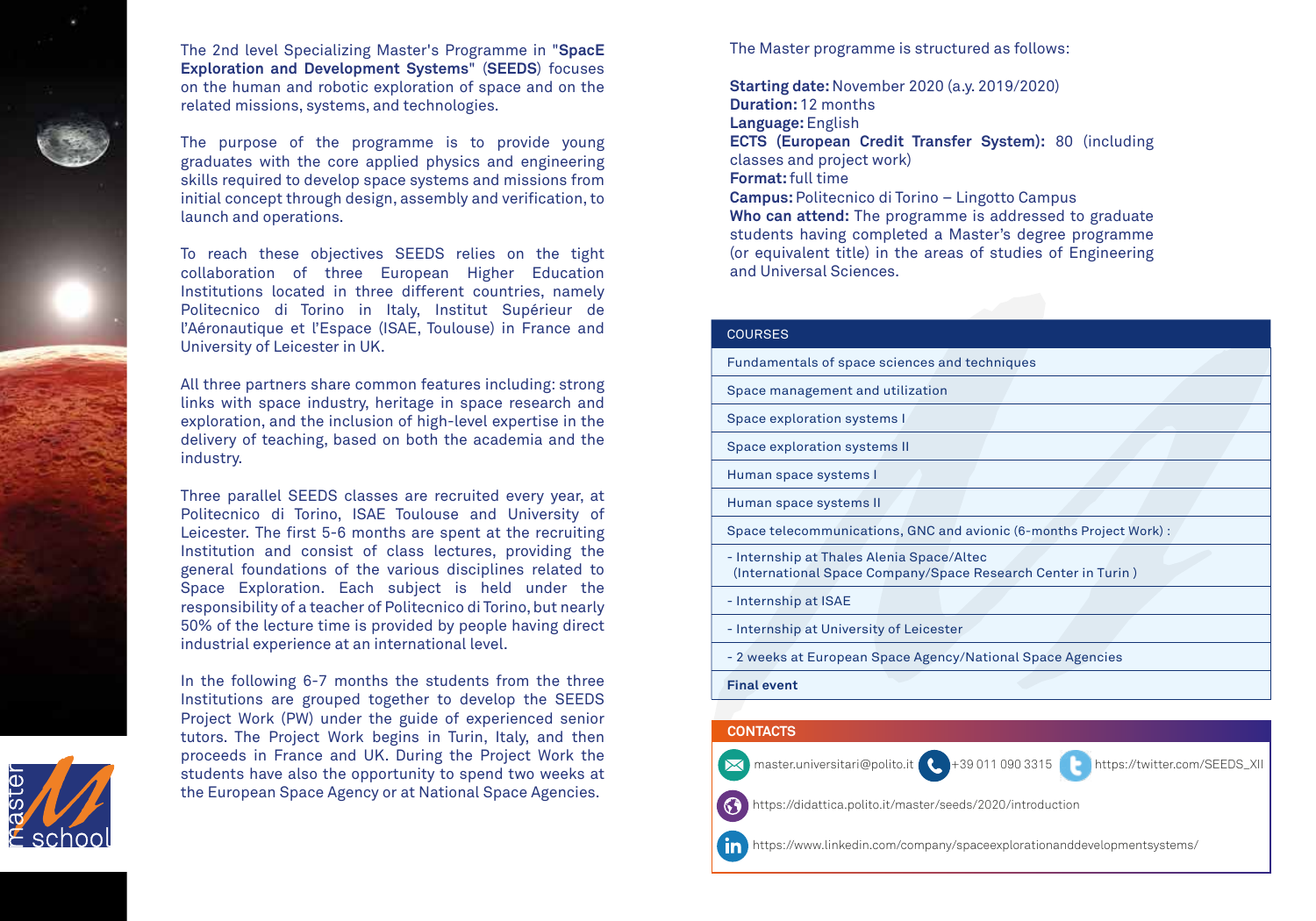The 2nd level Specializing Master's Programme in "**SpacE Exploration and Development Systems**" (**SEEDS**) focuses on the human and robotic exploration of space and on the related missions, systems, and technologies.

The purpose of the programme is to provide young graduates with the core applied physics and engineering skills required to develop space systems and missions from initial concept through design, assembly and verification, to launch and operations.

To reach these objectives SEEDS relies on the tight collaboration of three European Higher Education Institutions located in three different countries, namely Politecnico di Torino in Italy, Institut Supérieur de l'Aéronautique et l'Espace (ISAE, Toulouse) in France and University of Leicester in UK.

All three partners share common features including: strong links with space industry, heritage in space research and exploration, and the inclusion of high-level expertise in the delivery of teaching, based on both the academia and the industry.

Three parallel SEEDS classes are recruited every year, at Politecnico di Torino, ISAE Toulouse and University of Leicester. The first 5-6 months are spent at the recruiting Institution and consist of class lectures, providing the general foundations of the various disciplines related to Space Exploration. Each subject is held under the responsibility of a teacher of Politecnico di Torino, but nearly 50% of the lecture time is provided by people having direct industrial experience at an international level.

In the following 6-7 months the students from the three Institutions are grouped together to develop the SEEDS Project Work (PW) under the guide of experienced senior tutors. The Project Work begins in Turin, Italy, and then proceeds in France and UK. During the Project Work the students have also the opportunity to spend two weeks at the European Space Agency or at National Space Agencies.

The Master programme is structured as follows:

**Starting date:** November 2020 (a.y. 2019/2020)
**Duration:** 12 months
**Language:** English
**ECTS (European Credit Transfer System):** 80 (including classes and project work)
**Format:** full time
**Campus:** Politecnico di Torino – Lingotto Campus
**Who can attend:** The programme is addressed to graduate students having completed a Master's degree programme (or equivalent title) in the areas of studies of Engineering and Universal Sciences.

| COURSES |
|---|
| Fundamentals of space sciences and techniques |
| Space management and utilization |
| Space exploration systems I |
| Space exploration systems II |
| Human space systems I |
| Human space systems II |
| Space telecommunications, GNC and avionic (6-months Project Work) : |
| - Internship at Thales Alenia Space/Altec (International Space Company/Space Research Center in Turin ) |
| - Internship at ISAE |
| - Internship at University of Leicester |
| - 2 weeks at European Space Agency/National Space Agencies |
| **Final event** |

## CONTACTS

master.universitari@polito.it

+39 011 090 3315

https://twitter.com/SEEDS_XII

https://didattica.polito.it/master/seeds/2020/introduction

https://www.linkedin.com/company/spaceexplorationanddevelopmentsystems/

master school